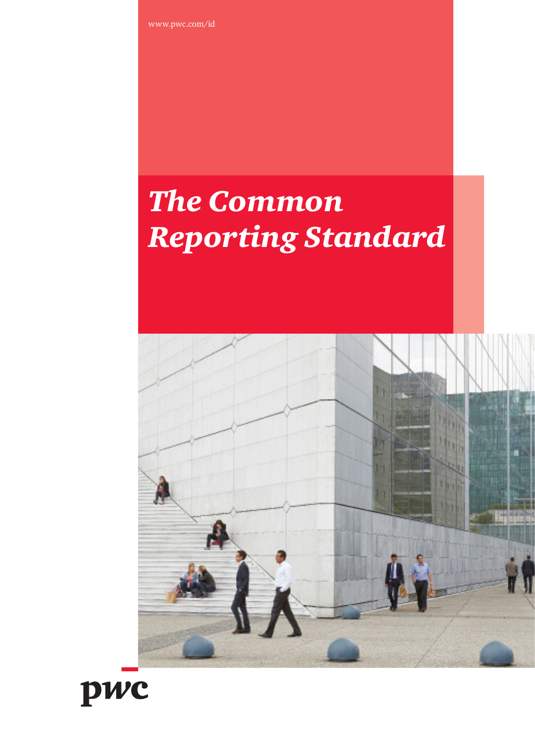www.pwc.com/id

# *The Common Reporting Standard*

pwc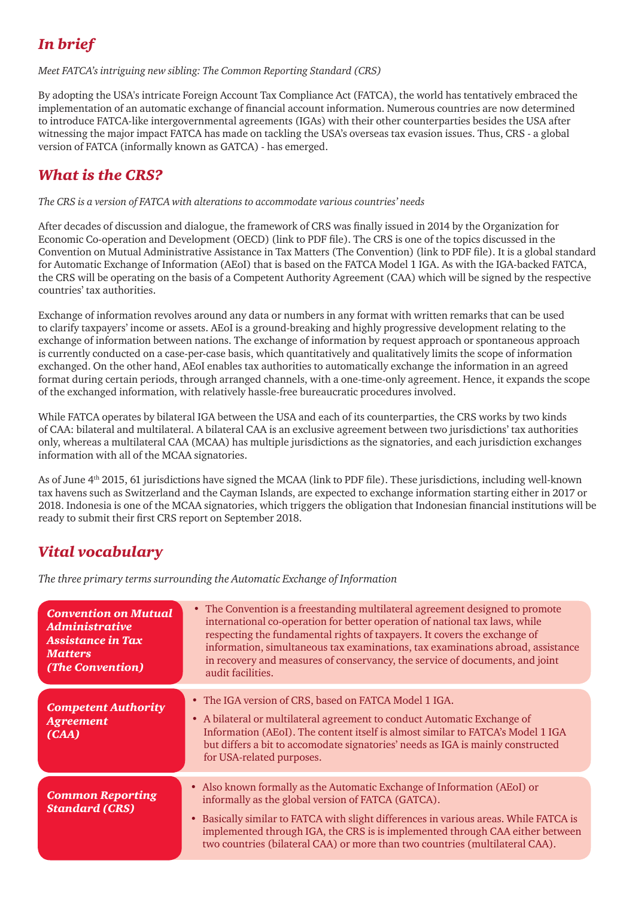## *In brief*

*Meet FATCA's intriguing new sibling: The Common Reporting Standard (CRS)*

By adopting the USA's intricate Foreign Account Tax Compliance Act (FATCA), the world has tentatively embraced the implementation of an automatic exchange of financial account information. Numerous countries are now determined to introduce FATCA-like intergovernmental agreements (IGAs) with their other counterparties besides the USA after witnessing the major impact FATCA has made on tackling the USA's overseas tax evasion issues. Thus, CRS - a global version of FATCA (informally known as GATCA) - has emerged.

## *What is the CRS?*

*The CRS is a version of FATCA with alterations to accommodate various countries' needs*

After decades of discussion and dialogue, the framework of CRS was finally issued in 2014 by the Organization for Economic Co-operation and Development (OECD) (link to PDF file). The CRS is one of the topics discussed in the Convention on Mutual Administrative Assistance in Tax Matters (The Convention) (link to PDF file). It is a global standard for Automatic Exchange of Information (AEoI) that is based on the FATCA Model 1 IGA. As with the IGA-backed FATCA, the CRS will be operating on the basis of a Competent Authority Agreement (CAA) which will be signed by the respective countries' tax authorities.

Exchange of information revolves around any data or numbers in any format with written remarks that can be used to clarify taxpayers' income or assets. AEoI is a ground-breaking and highly progressive development relating to the exchange of information between nations. The exchange of information by request approach or spontaneous approach is currently conducted on a case-per-case basis, which quantitatively and qualitatively limits the scope of information exchanged. On the other hand, AEoI enables tax authorities to automatically exchange the information in an agreed format during certain periods, through arranged channels, with a one-time-only agreement. Hence, it expands the scope of the exchanged information, with relatively hassle-free bureaucratic procedures involved.

While FATCA operates by bilateral IGA between the USA and each of its counterparties, the CRS works by two kinds of CAA: bilateral and multilateral. A bilateral CAA is an exclusive agreement between two jurisdictions' tax authorities only, whereas a multilateral CAA (MCAA) has multiple jurisdictions as the signatories, and each jurisdiction exchanges information with all of the MCAA signatories.

As of June 4th 2015, 61 jurisdictions have signed the MCAA (link to PDF file). These jurisdictions, including well-known tax havens such as Switzerland and the Cayman Islands, are expected to exchange information starting either in 2017 or 2018. Indonesia is one of the MCAA signatories, which triggers the obligation that Indonesian financial institutions will be ready to submit their first CRS report on September 2018.

## *Vital vocabulary*

*The three primary terms surrounding the Automatic Exchange of Information*

| Term | Description |
|---|---|
| ***Convention on Mutual Administrative Assistance in Tax Matters (The Convention)*** | • The Convention is a freestanding multilateral agreement designed to promote international co-operation for better operation of national tax laws, while respecting the fundamental rights of taxpayers. It covers the exchange of information, simultaneous tax examinations, tax examinations abroad, assistance in recovery and measures of conservancy, the service of documents, and joint audit facilities. |
| ***Competent Authority Agreement (CAA)*** | • The IGA version of CRS, based on FATCA Model 1 IGA. <br> • A bilateral or multilateral agreement to conduct Automatic Exchange of Information (AEoI). The content itself is almost similar to FATCA's Model 1 IGA but differs a bit to accomodate signatories' needs as IGA is mainly constructed for USA-related purposes. |
| ***Common Reporting Standard (CRS)*** | • Also known formally as the Automatic Exchange of Information (AEoI) or informally as the global version of FATCA (GATCA). <br> • Basically similar to FATCA with slight differences in various areas. While FATCA is implemented through IGA, the CRS is is implemented through CAA either between two countries (bilateral CAA) or more than two countries (multilateral CAA). |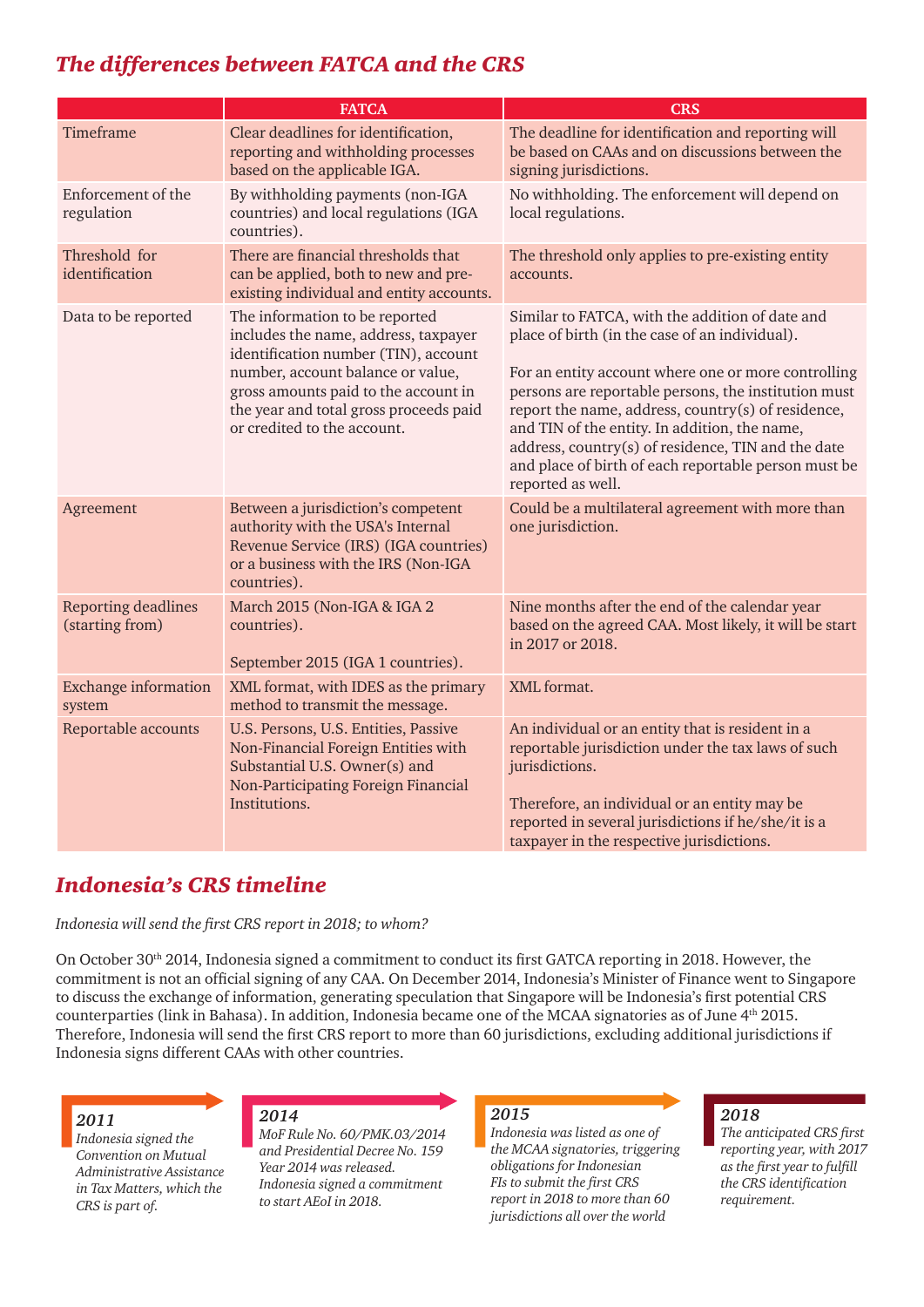## *The differences between FATCA and the CRS*

| | FATCA | CRS |
|---|---|---|
| Timeframe | Clear deadlines for identification, reporting and withholding processes based on the applicable IGA. | The deadline for identification and reporting will be based on CAAs and on discussions between the signing jurisdictions. |
| Enforcement of the regulation | By withholding payments (non-IGA countries) and local regulations (IGA countries). | No withholding. The enforcement will depend on local regulations. |
| Threshold for identification | There are financial thresholds that can be applied, both to new and pre-existing individual and entity accounts. | The threshold only applies to pre-existing entity accounts. |
| Data to be reported | The information to be reported includes the name, address, taxpayer identification number (TIN), account number, account balance or value, gross amounts paid to the account in the year and total gross proceeds paid or credited to the account. | Similar to FATCA, with the addition of date and place of birth (in the case of an individual).<br><br>For an entity account where one or more controlling persons are reportable persons, the institution must report the name, address, country(s) of residence, and TIN of the entity. In addition, the name, address, country(s) of residence, TIN and the date and place of birth of each reportable person must be reported as well. |
| Agreement | Between a jurisdiction's competent authority with the USA's Internal Revenue Service (IRS) (IGA countries) or a business with the IRS (Non-IGA countries). | Could be a multilateral agreement with more than one jurisdiction. |
| Reporting deadlines (starting from) | March 2015 (Non-IGA & IGA 2 countries).<br><br>September 2015 (IGA 1 countries). | Nine months after the end of the calendar year based on the agreed CAA. Most likely, it will be start in 2017 or 2018. |
| Exchange information system | XML format, with IDES as the primary method to transmit the message. | XML format. |
| Reportable accounts | U.S. Persons, U.S. Entities, Passive Non-Financial Foreign Entities with Substantial U.S. Owner(s) and Non-Participating Foreign Financial Institutions. | An individual or an entity that is resident in a reportable jurisdiction under the tax laws of such jurisdictions.<br><br>Therefore, an individual or an entity may be reported in several jurisdictions if he/she/it is a taxpayer in the respective jurisdictions. |

## *Indonesia's CRS timeline*

*Indonesia will send the first CRS report in 2018; to whom?*

On October 30th 2014, Indonesia signed a commitment to conduct its first GATCA reporting in 2018. However, the commitment is not an official signing of any CAA. On December 2014, Indonesia's Minister of Finance went to Singapore to discuss the exchange of information, generating speculation that Singapore will be Indonesia's first potential CRS counterparties (link in Bahasa). In addition, Indonesia became one of the MCAA signatories as of June 4th 2015. Therefore, Indonesia will send the first CRS report to more than 60 jurisdictions, excluding additional jurisdictions if Indonesia signs different CAAs with other countries.

***2011***
*Indonesia signed the Convention on Mutual Administrative Assistance in Tax Matters, which the CRS is part of.*

***2014***
*MoF Rule No. 60/PMK.03/2014 and Presidential Decree No. 159 Year 2014 was released. Indonesia signed a commitment to start AEoI in 2018.*

***2015***
*Indonesia was listed as one of the MCAA signatories, triggering obligations for Indonesian FIs to submit the first CRS report in 2018 to more than 60 jurisdictions all over the world*

***2018***
*The anticipated CRS first reporting year, with 2017 as the first year to fulfill the CRS identification requirement.*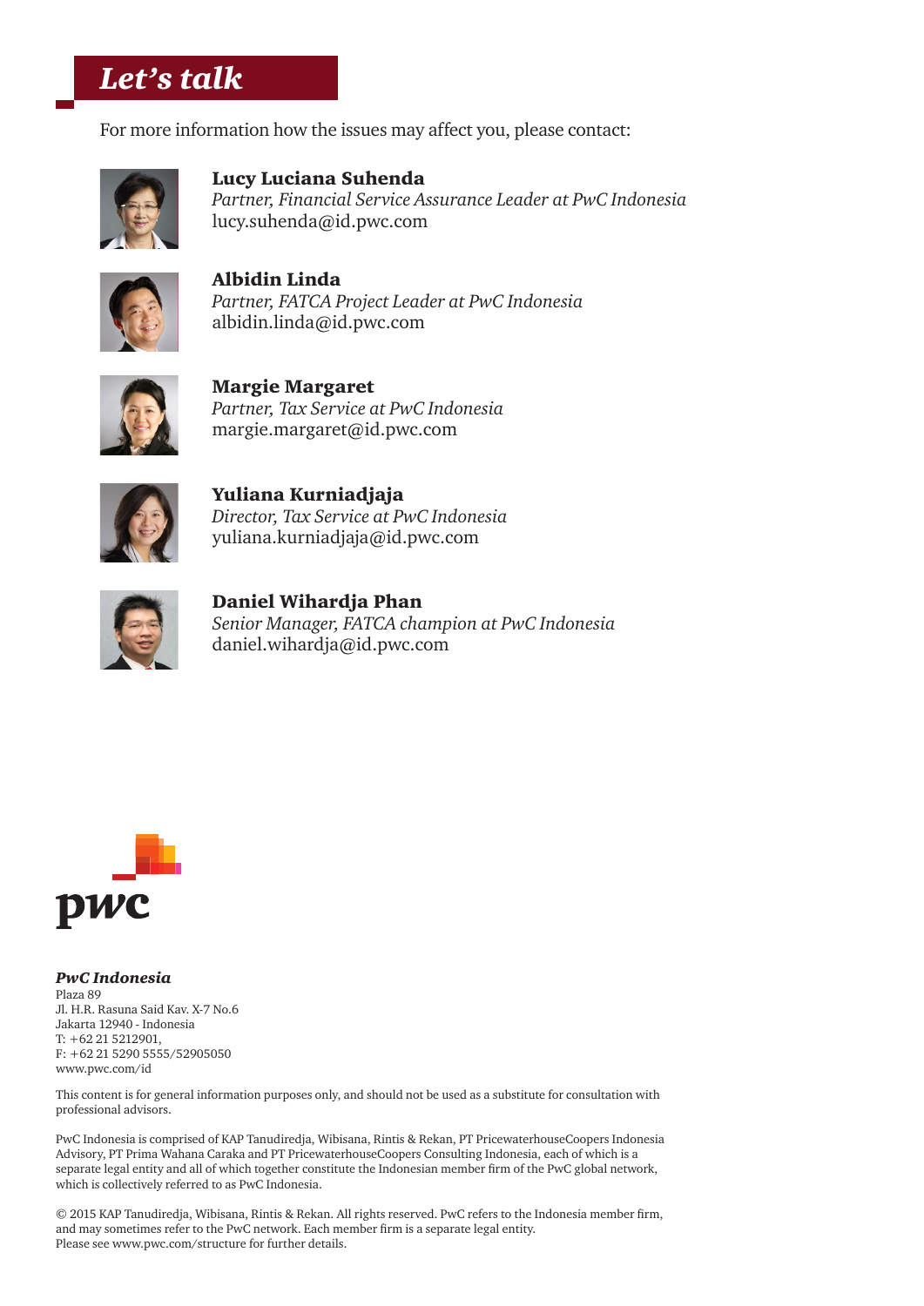## *Let's talk*

For more information how the issues may affect you, please contact:

**Lucy Luciana Suhenda**
*Partner, Financial Service Assurance Leader at PwC Indonesia*
lucy.suhenda@id.pwc.com

**Albidin Linda**
*Partner, FATCA Project Leader at PwC Indonesia*
albidin.linda@id.pwc.com

**Margie Margaret**
*Partner, Tax Service at PwC Indonesia*
margie.margaret@id.pwc.com

**Yuliana Kurniadjaja**
*Director, Tax Service at PwC Indonesia*
yuliana.kurniadjaja@id.pwc.com

**Daniel Wihardja Phan**
*Senior Manager, FATCA champion at PwC Indonesia*
daniel.wihardja@id.pwc.com

pwc

***PwC Indonesia***
Plaza 89
Jl. H.R. Rasuna Said Kav. X-7 No.6
Jakarta 12940 - Indonesia
T: +62 21 5212901,
F: +62 21 5290 5555/52905050
www.pwc.com/id

This content is for general information purposes only, and should not be used as a substitute for consultation with professional advisors.

PwC Indonesia is comprised of KAP Tanudiredja, Wibisana, Rintis & Rekan, PT PricewaterhouseCoopers Indonesia Advisory, PT Prima Wahana Caraka and PT PricewaterhouseCoopers Consulting Indonesia, each of which is a separate legal entity and all of which together constitute the Indonesian member firm of the PwC global network, which is collectively referred to as PwC Indonesia.

© 2015 KAP Tanudiredja, Wibisana, Rintis & Rekan. All rights reserved. PwC refers to the Indonesia member firm, and may sometimes refer to the PwC network. Each member firm is a separate legal entity. Please see www.pwc.com/structure for further details.